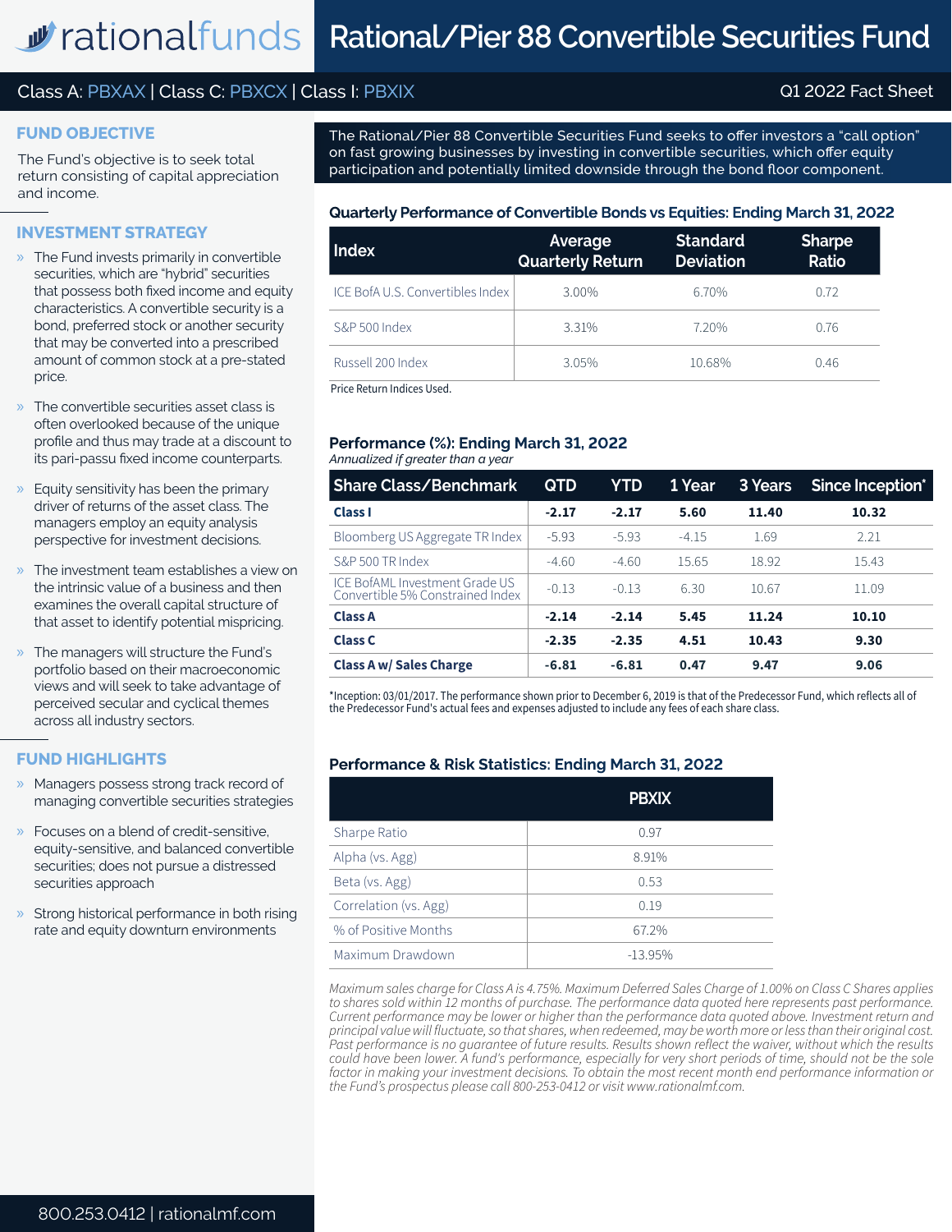# Rational/Pier 88 Convertible Securities Fund

Class A: PBXAX | Class C: PBXCX | Class I: PBXIX

Q1 2022 Fact Sheet

## FUND OBJECTIVE

The Fund's objective is to seek total return consisting of capital appreciation and income.

## INVESTMENT STRATEGY

- The Fund invests primarily in convertible securities, which are "hybrid" securities that possess both fixed income and equity characteristics. A convertible security is a bond, preferred stock or another security that may be converted into a prescribed amount of common stock at a pre-stated price.
- The convertible securities asset class is often overlooked because of the unique profile and thus may trade at a discount to its pari-passu fixed income counterparts.
- Equity sensitivity has been the primary driver of returns of the asset class. The managers employ an equity analysis perspective for investment decisions.
- The investment team establishes a view on the intrinsic value of a business and then examines the overall capital structure of that asset to identify potential mispricing.
- The managers will structure the Fund's portfolio based on their macroeconomic views and will seek to take advantage of perceived secular and cyclical themes across all industry sectors.

## FUND HIGHLIGHTS

- Managers possess strong track record of managing convertible securities strategies
- Focuses on a blend of credit-sensitive, equity-sensitive, and balanced convertible securities; does not pursue a distressed securities approach
- Strong historical performance in both rising rate and equity downturn environments

The Rational/Pier 88 Convertible Securities Fund seeks to offer investors a "call option" on fast growing businesses by investing in convertible securities, which offer equity participation and potentially limited downside through the bond floor component.

### Quarterly Performance of Convertible Bonds vs Equities: Ending March 31, 2022

| Index | Average Quarterly Return | Standard Deviation | Sharpe Ratio |
|---|---|---|---|
| ICE BofA U.S. Convertibles Index | 3.00% | 6.70% | 0.72 |
| S&P 500 Index | 3.31% | 7.20% | 0.76 |
| Russell 200 Index | 3.05% | 10.68% | 0.46 |

Price Return Indices Used.

### Performance (%): Ending March 31, 2022

*Annualized if greater than a year*

| Share Class/Benchmark | QTD | YTD | 1 Year | 3 Years | Since Inception* |
|---|---|---|---|---|---|
| **Class I** | **-2.17** | **-2.17** | **5.60** | **11.40** | **10.32** |
| Bloomberg US Aggregate TR Index | -5.93 | -5.93 | -4.15 | 1.69 | 2.21 |
| S&P 500 TR Index | -4.60 | -4.60 | 15.65 | 18.92 | 15.43 |
| ICE BofAML Investment Grade US Convertible 5% Constrained Index | -0.13 | -0.13 | 6.30 | 10.67 | 11.09 |
| **Class A** | **-2.14** | **-2.14** | **5.45** | **11.24** | **10.10** |
| **Class C** | **-2.35** | **-2.35** | **4.51** | **10.43** | **9.30** |
| **Class A w/ Sales Charge** | **-6.81** | **-6.81** | **0.47** | **9.47** | **9.06** |

*Inception: 03/01/2017. The performance shown prior to December 6, 2019 is that of the Predecessor Fund, which reflects all of the Predecessor Fund's actual fees and expenses adjusted to include any fees of each share class.

### Performance & Risk Statistics: Ending March 31, 2022

| | PBXIX |
|---|---|
| Sharpe Ratio | 0.97 |
| Alpha (vs. Agg) | 8.91% |
| Beta (vs. Agg) | 0.53 |
| Correlation (vs. Agg) | 0.19 |
| % of Positive Months | 67.2% |
| Maximum Drawdown | -13.95% |

*Maximum sales charge for Class A is 4.75%. Maximum Deferred Sales Charge of 1.00% on Class C Shares applies to shares sold within 12 months of purchase. The performance data quoted here represents past performance. Current performance may be lower or higher than the performance data quoted above. Investment return and principal value will fluctuate, so that shares, when redeemed, may be worth more or less than their original cost. Past performance is no guarantee of future results. Results shown reflect the waiver, without which the results could have been lower. A fund's performance, especially for very short periods of time, should not be the sole factor in making your investment decisions. To obtain the most recent month end performance information or the Fund's prospectus please call 800-253-0412 or visit www.rationalmf.com.*

800.253.0412 | rationalmf.com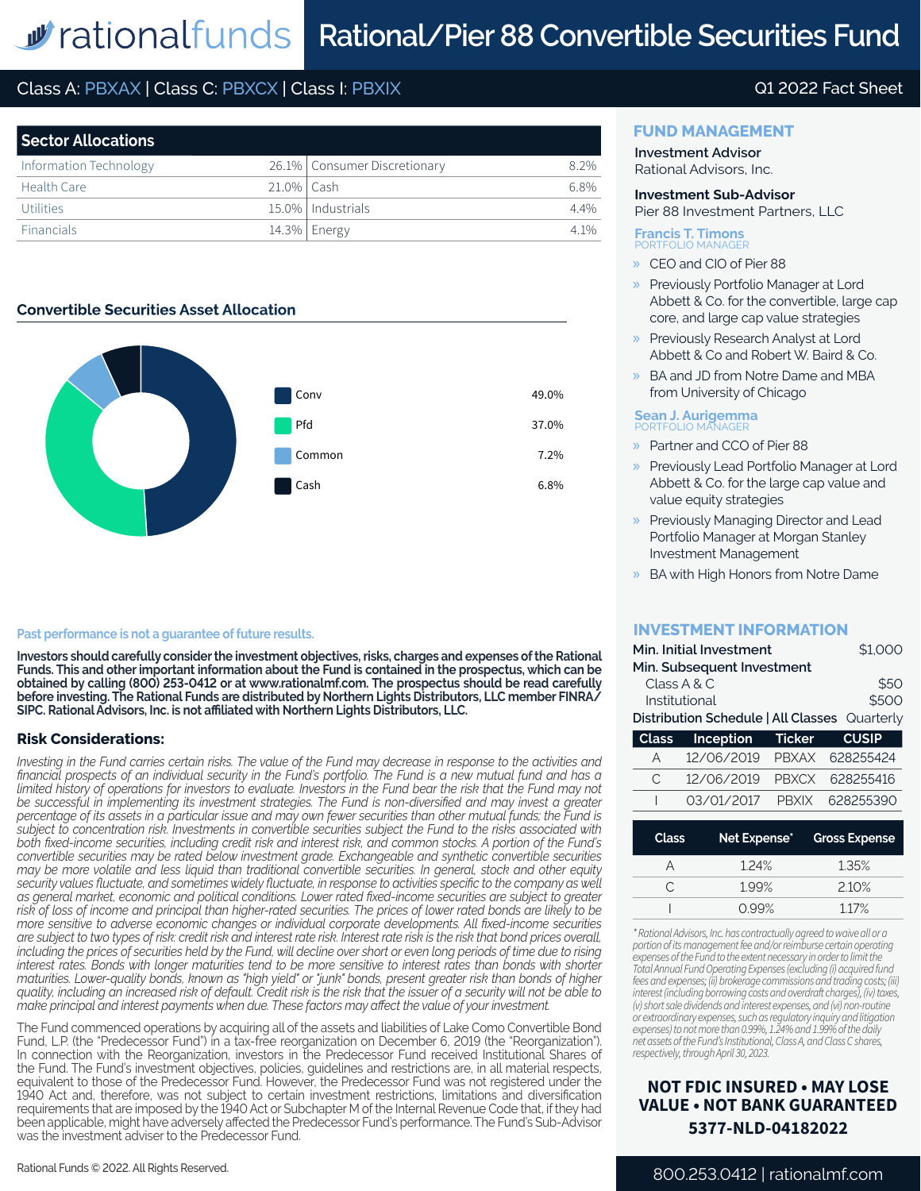# Rational/Pier 88 Convertible Securities Fund

Class A: PBXAX | Class C: PBXCX | Class I: PBXIX

Q1 2022 Fact Sheet

## Sector Allocations

| | | | |
|---|---|---|---|
| Information Technology | 26.1% | Consumer Discretionary | 8.2% |
| Health Care | 21.0% | Cash | 6.8% |
| Utilities | 15.0% | Industrials | 4.4% |
| Financials | 14.3% | Energy | 4.1% |

## Convertible Securities Asset Allocation

Conv 49.0%

Pfd 37.0%

Common 7.2%

Cash 6.8%

Past performance is not a guarantee of future results.

**Investors should carefully consider the investment objectives, risks, charges and expenses of the Rational Funds. This and other important information about the Fund is contained in the prospectus, which can be obtained by calling (800) 253-0412 or at www.rationalmf.com. The prospectus should be read carefully before investing. The Rational Funds are distributed by Northern Lights Distributors, LLC member FINRA/SIPC. Rational Advisors, Inc. is not affiliated with Northern Lights Distributors, LLC.**

## Risk Considerations:

*Investing in the Fund carries certain risks. The value of the Fund may decrease in response to the activities and financial prospects of an individual security in the Fund's portfolio. The Fund is a new mutual fund and has a limited history of operations for investors to evaluate. Investors in the Fund bear the risk that the Fund may not be successful in implementing its investment strategies. The Fund is non-diversified and may invest a greater percentage of its assets in a particular issue and may own fewer securities than other mutual funds; the Fund is subject to concentration risk. Investments in convertible securities subject the Fund to the risks associated with both fixed-income securities, including credit risk and interest risk, and common stocks. A portion of the Fund's convertible securities may be rated below investment grade. Exchangeable and synthetic convertible securities may be more volatile and less liquid than traditional convertible securities. In general, stock and other equity security values fluctuate, and sometimes widely fluctuate, in response to activities specific to the company as well as general market, economic and political conditions. Lower rated fixed-income securities are subject to greater risk of loss of income and principal than higher-rated securities. The prices of lower rated bonds are likely to be more sensitive to adverse economic changes or individual corporate developments. All fixed-income securities are subject to two types of risk: credit risk and interest rate risk. Interest rate risk is the risk that bond prices overall, including the prices of securities held by the Fund, will decline over short or even long periods of time due to rising interest rates. Bonds with longer maturities tend to be more sensitive to interest rates than bonds with shorter maturities. Lower-quality bonds, known as "high yield" or "junk" bonds, present greater risk than bonds of higher quality, including an increased risk of default. Credit risk is the risk that the issuer of a security will not be able to make principal and interest payments when due. These factors may affect the value of your investment.*

The Fund commenced operations by acquiring all of the assets and liabilities of Lake Como Convertible Bond Fund, L.P. (the "Predecessor Fund") in a tax-free reorganization on December 6, 2019 (the "Reorganization"). In connection with the Reorganization, investors in the Predecessor Fund received Institutional Shares of the Fund. The Fund's investment objectives, policies, guidelines and restrictions are, in all material respects, equivalent to those of the Predecessor Fund. However, the Predecessor Fund was not registered under the 1940 Act and, therefore, was not subject to certain investment restrictions, limitations and diversification requirements that are imposed by the 1940 Act or Subchapter M of the Internal Revenue Code that, if they had been applicable, might have adversely affected the Predecessor Fund's performance. The Fund's Sub-Advisor was the investment adviser to the Predecessor Fund.

Rational Funds © 2022. All Rights Reserved.

## FUND MANAGEMENT

**Investment Advisor**
Rational Advisors, Inc.

**Investment Sub-Advisor**
Pier 88 Investment Partners, LLC

**Francis T. Timons**
PORTFOLIO MANAGER

- CEO and CIO of Pier 88
- Previously Portfolio Manager at Lord Abbett & Co. for the convertible, large cap core, and large cap value strategies
- Previously Research Analyst at Lord Abbett & Co and Robert W. Baird & Co.
- BA and JD from Notre Dame and MBA from University of Chicago

**Sean J. Aurigemma**
PORTFOLIO MANAGER

- Partner and CCO of Pier 88
- Previously Lead Portfolio Manager at Lord Abbett & Co. for the large cap value and value equity strategies
- Previously Managing Director and Lead Portfolio Manager at Morgan Stanley Investment Management
- BA with High Honors from Notre Dame

## INVESTMENT INFORMATION

| | |
|---|---|
| Min. Initial Investment | $1,000 |
| Min. Subsequent Investment | |
| Class A & C | $50 |
| Institutional | $500 |
| Distribution Schedule \| All Classes | Quarterly |

| Class | Inception | Ticker | CUSIP |
|---|---|---|---|
| A | 12/06/2019 | PBXAX | 628255424 |
| C | 12/06/2019 | PBXCX | 628255416 |
| I | 03/01/2017 | PBXIX | 628255390 |

| Class | Net Expense* | Gross Expense |
|---|---|---|
| A | 1.24% | 1.35% |
| C | 1.99% | 2.10% |
| I | 0.99% | 1.17% |

*\* Rational Advisors, Inc. has contractually agreed to waive all or a portion of its management fee and/or reimburse certain operating expenses of the Fund to the extent necessary in order to limit the Total Annual Fund Operating Expenses (excluding (i) acquired fund fees and expenses; (ii) brokerage commissions and trading costs; (iii) interest (including borrowing costs and overdraft charges), (iv) taxes, (v) short sale dividends and interest expenses, and (vi) non-routine or extraordinary expenses, such as regulatory inquiry and litigation expenses) to not more than 0.99%, 1.24% and 1.99% of the daily net assets of the Fund's Institutional, Class A, and Class C shares, respectively, through April 30, 2023.*

**NOT FDIC INSURED • MAY LOSE VALUE • NOT BANK GUARANTEED**

**5377-NLD-04182022**

800.253.0412 | rationalmf.com